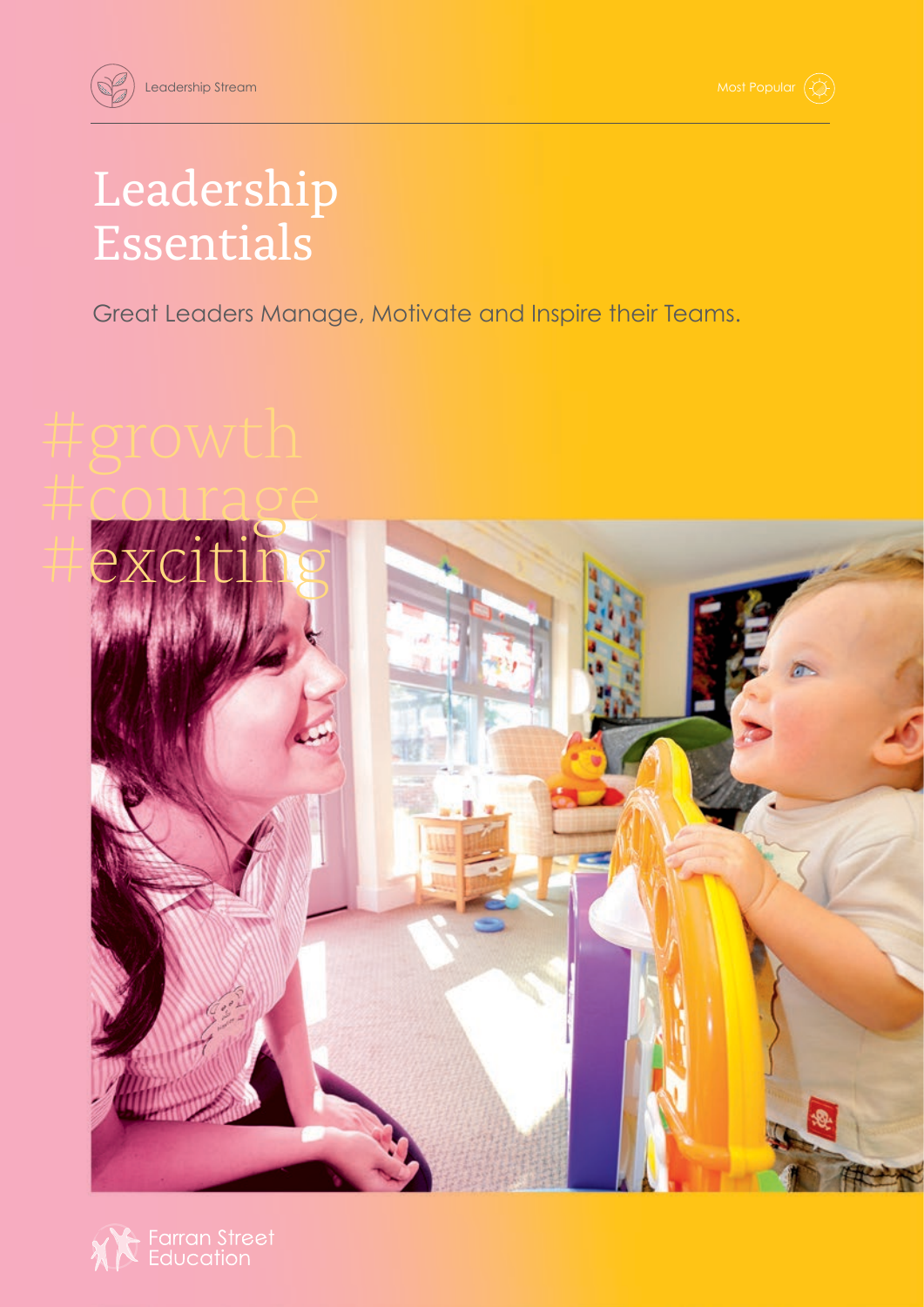Leadership Stream

Most Popular

# Leadership Essentials

Great Leaders Manage, Motivate and Inspire their Teams.

#growth
#courage
#exciting

Farran Street Education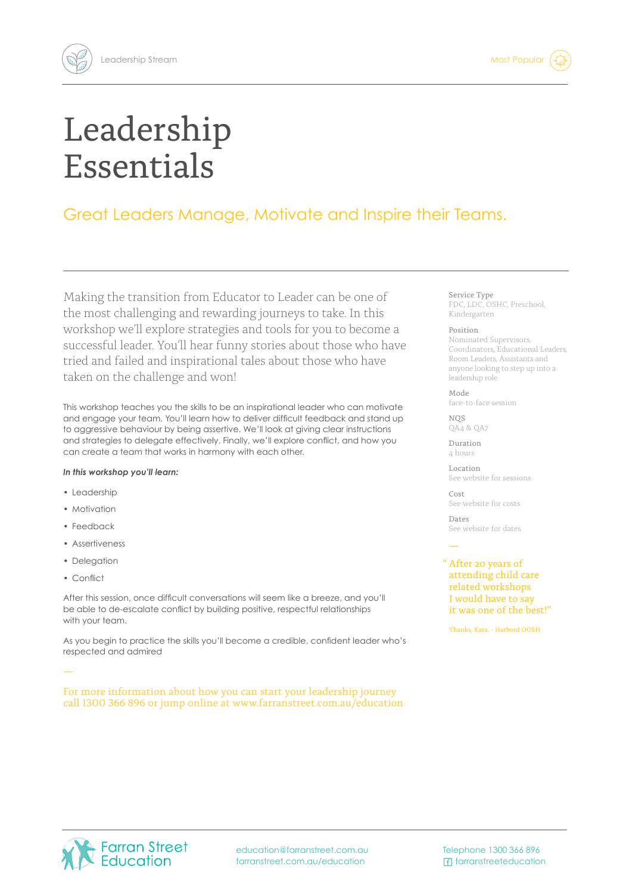Leadership Stream

Most Popular

# Leadership Essentials

## Great Leaders Manage, Motivate and Inspire their Teams.

Making the transition from Educator to Leader can be one of the most challenging and rewarding journeys to take. In this workshop we'll explore strategies and tools for you to become a successful leader. You'll hear funny stories about those who have tried and failed and inspirational tales about those who have taken on the challenge and won!

This workshop teaches you the skills to be an inspirational leader who can motivate and engage your team. You'll learn how to deliver difficult feedback and stand up to aggressive behaviour by being assertive. We'll look at giving clear instructions and strategies to delegate effectively. Finally, we'll explore conflict, and how you can create a team that works in harmony with each other.

***In this workshop you'll learn:***

- Leadership
- Motivation
- Feedback
- Assertiveness
- Delegation
- Conflict

After this session, once difficult conversations will seem like a breeze, and you'll be able to de-escalate conflict by building positive, respectful relationships with your team.

As you begin to practice the skills you'll become a credible, confident leader who's respected and admired

—

For more information about how you can start your leadership journey call 1300 366 896 or jump online at www.farranstreet.com.au/education

**Service Type**
FDC, LDC, OSHC, Preschool, Kindergarten

**Position**
Nominated Supervisors, Coordinators, Educational Leaders, Room Leaders, Assistants and anyone looking to step up into a leadership role.

**Mode**
face-to-face session

**NQS**
QA4 & QA7

**Duration**
4 hours

**Location**
See website for sessions

**Cost**
See website for costs

**Dates**
See website for dates

—

" After 20 years of attending child care related workshops I would have to say it was one of the best!"

Thanks, Kara. - Harbord OOSH

Farran Street Education

education@farranstreet.com.au
farranstreet.com.au/education

Telephone 1300 366 896
farranstreeteducation